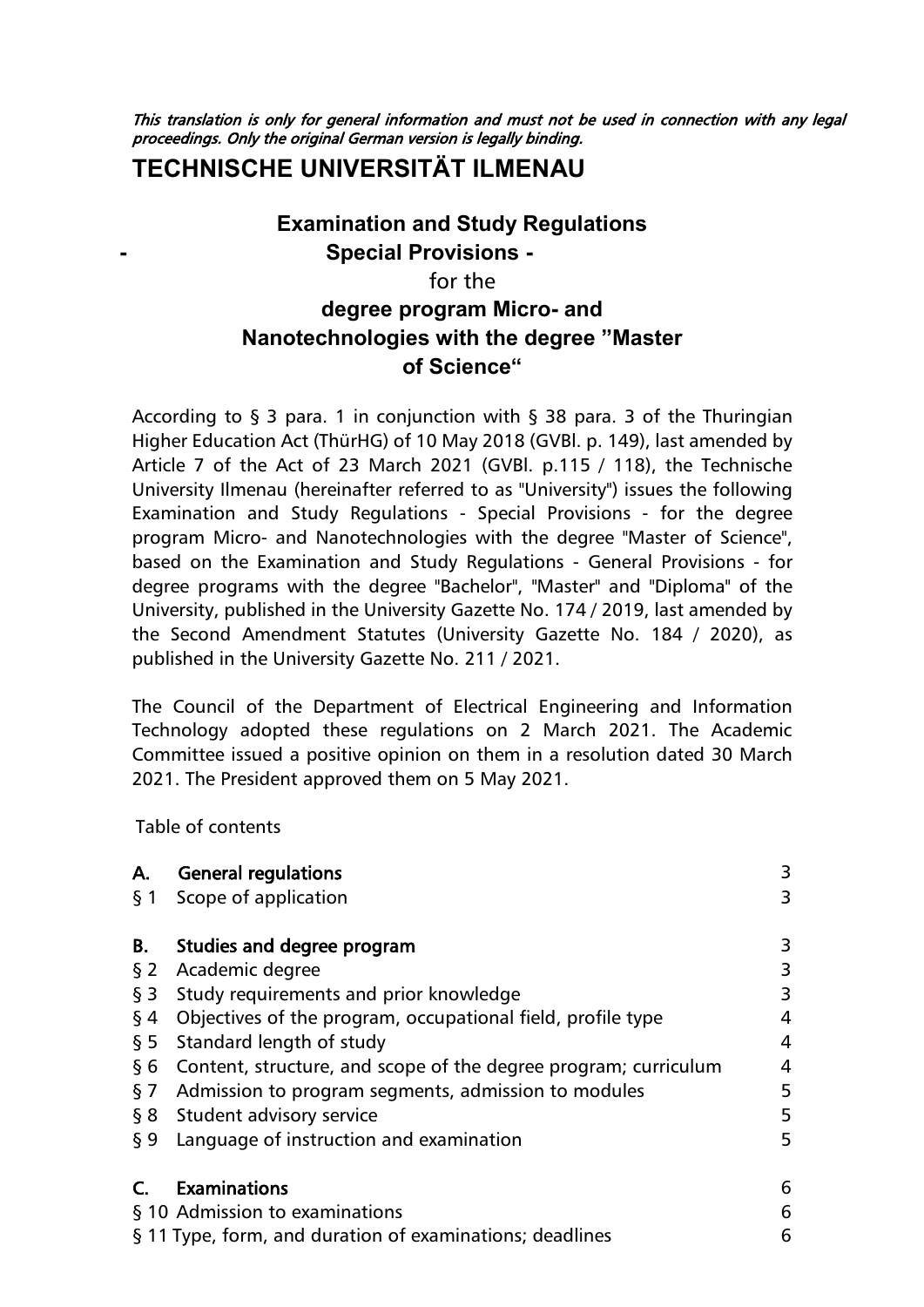*This translation is only for general information and must not be used in connection with any legal proceedings. Only the original German version is legally binding.*

# TECHNISCHE UNIVERSITÄT ILMENAU

## Examination and Study Regulations
## - Special Provisions -
for the
## degree program Micro- and Nanotechnologies with the degree "Master of Science"

According to § 3 para. 1 in conjunction with § 38 para. 3 of the Thuringian Higher Education Act (ThürHG) of 10 May 2018 (GVBl. p. 149), last amended by Article 7 of the Act of 23 March 2021 (GVBl. p.115 / 118), the Technische University Ilmenau (hereinafter referred to as "University") issues the following Examination and Study Regulations - Special Provisions - for the degree program Micro- and Nanotechnologies with the degree "Master of Science", based on the Examination and Study Regulations - General Provisions - for degree programs with the degree "Bachelor", "Master" and "Diploma" of the University, published in the University Gazette No. 174 / 2019, last amended by the Second Amendment Statutes (University Gazette No. 184 / 2020), as published in the University Gazette No. 211 / 2021.

The Council of the Department of Electrical Engineering and Information Technology adopted these regulations on 2 March 2021. The Academic Committee issued a positive opinion on them in a resolution dated 30 March 2021. The President approved them on 5 May 2021.

Table of contents

| | | |
|---|---|---|
| **A.** | **General regulations** | 3 |
| § 1 | Scope of application | 3 |
| **B.** | **Studies and degree program** | 3 |
| § 2 | Academic degree | 3 |
| § 3 | Study requirements and prior knowledge | 3 |
| § 4 | Objectives of the program, occupational field, profile type | 4 |
| § 5 | Standard length of study | 4 |
| § 6 | Content, structure, and scope of the degree program; curriculum | 4 |
| § 7 | Admission to program segments, admission to modules | 5 |
| § 8 | Student advisory service | 5 |
| § 9 | Language of instruction and examination | 5 |
| **C.** | **Examinations** | 6 |
| § 10 | Admission to examinations | 6 |
| § 11 | Type, form, and duration of examinations; deadlines | 6 |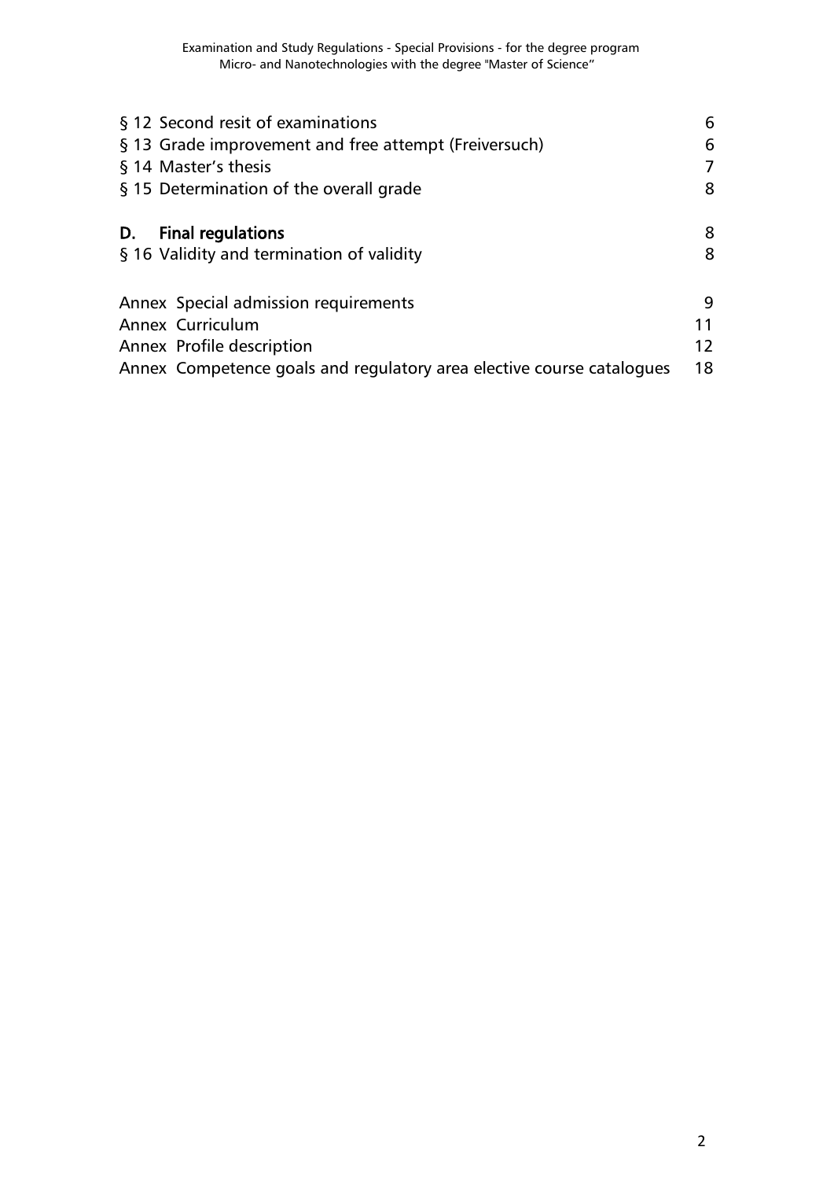§ 12 Second resit of examinations 6
§ 13 Grade improvement and free attempt (Freiversuch) 6
§ 14 Master's thesis 7
§ 15 Determination of the overall grade 8

**D. Final regulations** 8
§ 16 Validity and termination of validity 8

Annex Special admission requirements 9
Annex Curriculum 11
Annex Profile description 12
Annex Competence goals and regulatory area elective course catalogues 18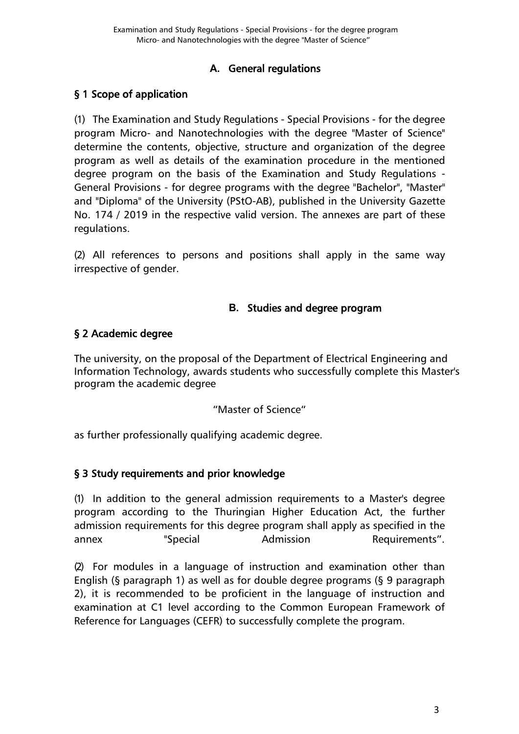## A. General regulations

### § 1 Scope of application

(1) The Examination and Study Regulations - Special Provisions - for the degree program Micro- and Nanotechnologies with the degree "Master of Science" determine the contents, objective, structure and organization of the degree program as well as details of the examination procedure in the mentioned degree program on the basis of the Examination and Study Regulations - General Provisions - for degree programs with the degree "Bachelor", "Master" and "Diploma" of the University (PStO-AB), published in the University Gazette No. 174 / 2019 in the respective valid version. The annexes are part of these regulations.

(2) All references to persons and positions shall apply in the same way irrespective of gender.

## B. Studies and degree program

### § 2 Academic degree

The university, on the proposal of the Department of Electrical Engineering and Information Technology, awards students who successfully complete this Master's program the academic degree

"Master of Science"

as further professionally qualifying academic degree.

### § 3 Study requirements and prior knowledge

(1) In addition to the general admission requirements to a Master's degree program according to the Thuringian Higher Education Act, the further admission requirements for this degree program shall apply as specified in the annex "Special Admission Requirements".

(2) For modules in a language of instruction and examination other than English (§ paragraph 1) as well as for double degree programs (§ 9 paragraph 2), it is recommended to be proficient in the language of instruction and examination at C1 level according to the Common European Framework of Reference for Languages (CEFR) to successfully complete the program.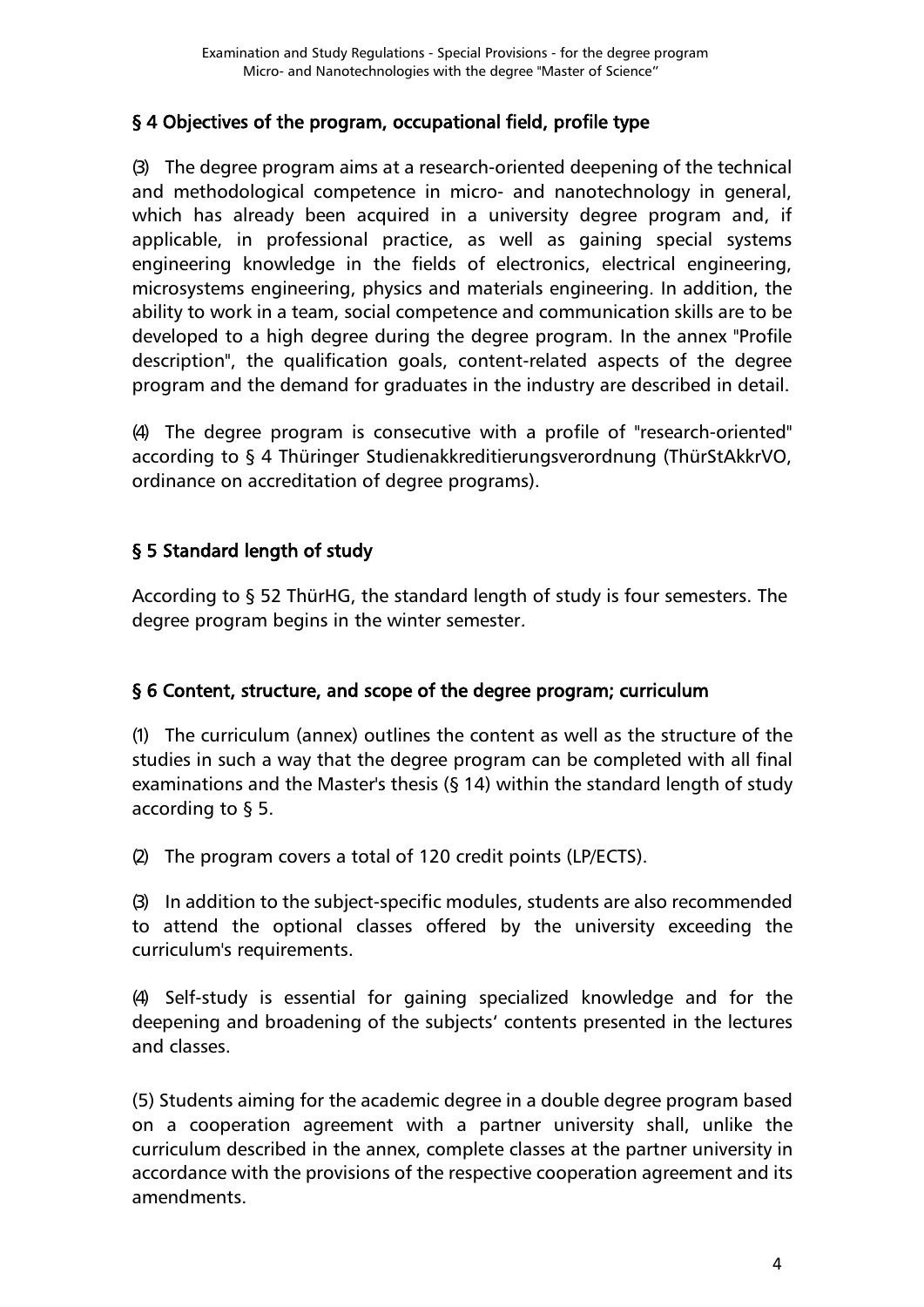## § 4 Objectives of the program, occupational field, profile type

(3) The degree program aims at a research-oriented deepening of the technical and methodological competence in micro- and nanotechnology in general, which has already been acquired in a university degree program and, if applicable, in professional practice, as well as gaining special systems engineering knowledge in the fields of electronics, electrical engineering, microsystems engineering, physics and materials engineering. In addition, the ability to work in a team, social competence and communication skills are to be developed to a high degree during the degree program. In the annex "Profile description", the qualification goals, content-related aspects of the degree program and the demand for graduates in the industry are described in detail.

(4) The degree program is consecutive with a profile of "research-oriented" according to § 4 Thüringer Studienakkreditierungsverordnung (ThürStAkkrVO, ordinance on accreditation of degree programs).

## § 5 Standard length of study

According to § 52 ThürHG, the standard length of study is four semesters. The degree program begins in the winter semester.

## § 6 Content, structure, and scope of the degree program; curriculum

(1) The curriculum (annex) outlines the content as well as the structure of the studies in such a way that the degree program can be completed with all final examinations and the Master's thesis (§ 14) within the standard length of study according to § 5.

(2) The program covers a total of 120 credit points (LP/ECTS).

(3) In addition to the subject-specific modules, students are also recommended to attend the optional classes offered by the university exceeding the curriculum's requirements.

(4) Self-study is essential for gaining specialized knowledge and for the deepening and broadening of the subjects' contents presented in the lectures and classes.

(5) Students aiming for the academic degree in a double degree program based on a cooperation agreement with a partner university shall, unlike the curriculum described in the annex, complete classes at the partner university in accordance with the provisions of the respective cooperation agreement and its amendments.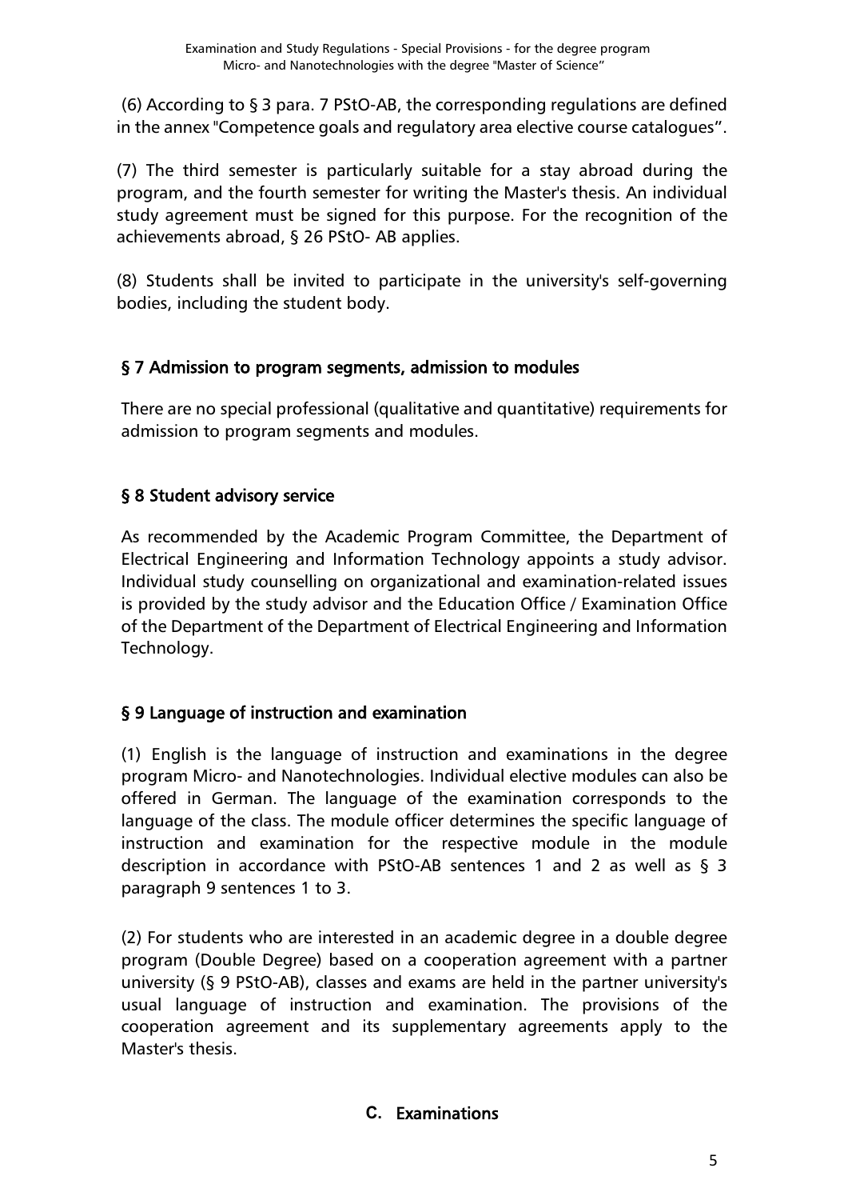(6) According to § 3 para. 7 PStO-AB, the corresponding regulations are defined in the annex "Competence goals and regulatory area elective course catalogues".

(7) The third semester is particularly suitable for a stay abroad during the program, and the fourth semester for writing the Master's thesis. An individual study agreement must be signed for this purpose. For the recognition of the achievements abroad, § 26 PStO- AB applies.

(8) Students shall be invited to participate in the university's self-governing bodies, including the student body.

## § 7 Admission to program segments, admission to modules

There are no special professional (qualitative and quantitative) requirements for admission to program segments and modules.

## § 8 Student advisory service

As recommended by the Academic Program Committee, the Department of Electrical Engineering and Information Technology appoints a study advisor. Individual study counselling on organizational and examination-related issues is provided by the study advisor and the Education Office / Examination Office of the Department of the Department of Electrical Engineering and Information Technology.

## § 9 Language of instruction and examination

(1) English is the language of instruction and examinations in the degree program Micro- and Nanotechnologies. Individual elective modules can also be offered in German. The language of the examination corresponds to the language of the class. The module officer determines the specific language of instruction and examination for the respective module in the module description in accordance with PStO-AB sentences 1 and 2 as well as § 3 paragraph 9 sentences 1 to 3.

(2) For students who are interested in an academic degree in a double degree program (Double Degree) based on a cooperation agreement with a partner university (§ 9 PStO-AB), classes and exams are held in the partner university's usual language of instruction and examination. The provisions of the cooperation agreement and its supplementary agreements apply to the Master's thesis.

# C. Examinations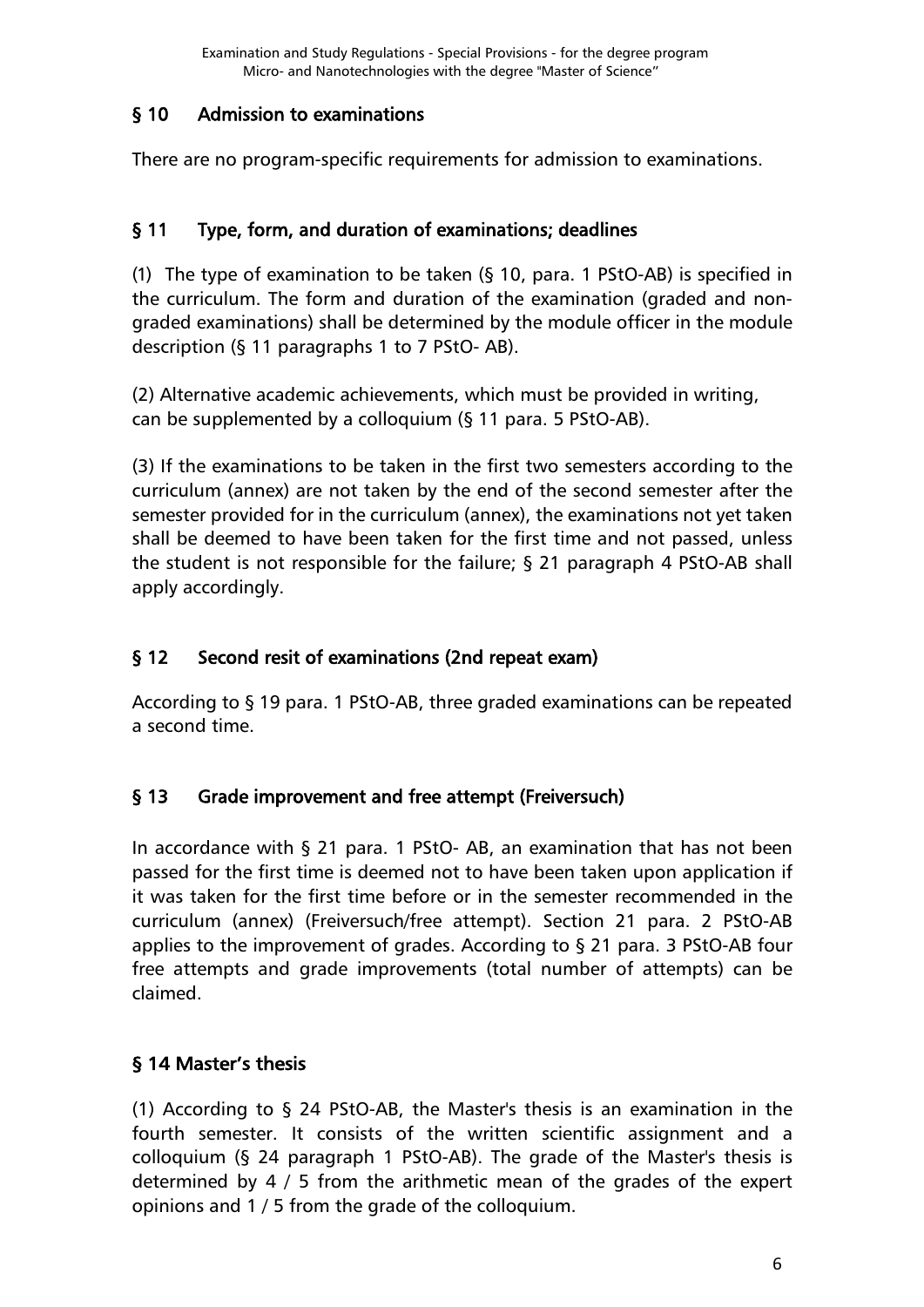## § 10 Admission to examinations

There are no program-specific requirements for admission to examinations.

## § 11 Type, form, and duration of examinations; deadlines

(1) The type of examination to be taken (§ 10, para. 1 PStO-AB) is specified in the curriculum. The form and duration of the examination (graded and non-graded examinations) shall be determined by the module officer in the module description (§ 11 paragraphs 1 to 7 PStO- AB).

(2) Alternative academic achievements, which must be provided in writing, can be supplemented by a colloquium (§ 11 para. 5 PStO-AB).

(3) If the examinations to be taken in the first two semesters according to the curriculum (annex) are not taken by the end of the second semester after the semester provided for in the curriculum (annex), the examinations not yet taken shall be deemed to have been taken for the first time and not passed, unless the student is not responsible for the failure; § 21 paragraph 4 PStO-AB shall apply accordingly.

## § 12 Second resit of examinations (2nd repeat exam)

According to § 19 para. 1 PStO-AB, three graded examinations can be repeated a second time.

## § 13 Grade improvement and free attempt (Freiversuch)

In accordance with § 21 para. 1 PStO- AB, an examination that has not been passed for the first time is deemed not to have been taken upon application if it was taken for the first time before or in the semester recommended in the curriculum (annex) (Freiversuch/free attempt). Section 21 para. 2 PStO-AB applies to the improvement of grades. According to § 21 para. 3 PStO-AB four free attempts and grade improvements (total number of attempts) can be claimed.

## § 14 Master's thesis

(1) According to § 24 PStO-AB, the Master's thesis is an examination in the fourth semester. It consists of the written scientific assignment and a colloquium (§ 24 paragraph 1 PStO-AB). The grade of the Master's thesis is determined by 4 / 5 from the arithmetic mean of the grades of the expert opinions and 1 / 5 from the grade of the colloquium.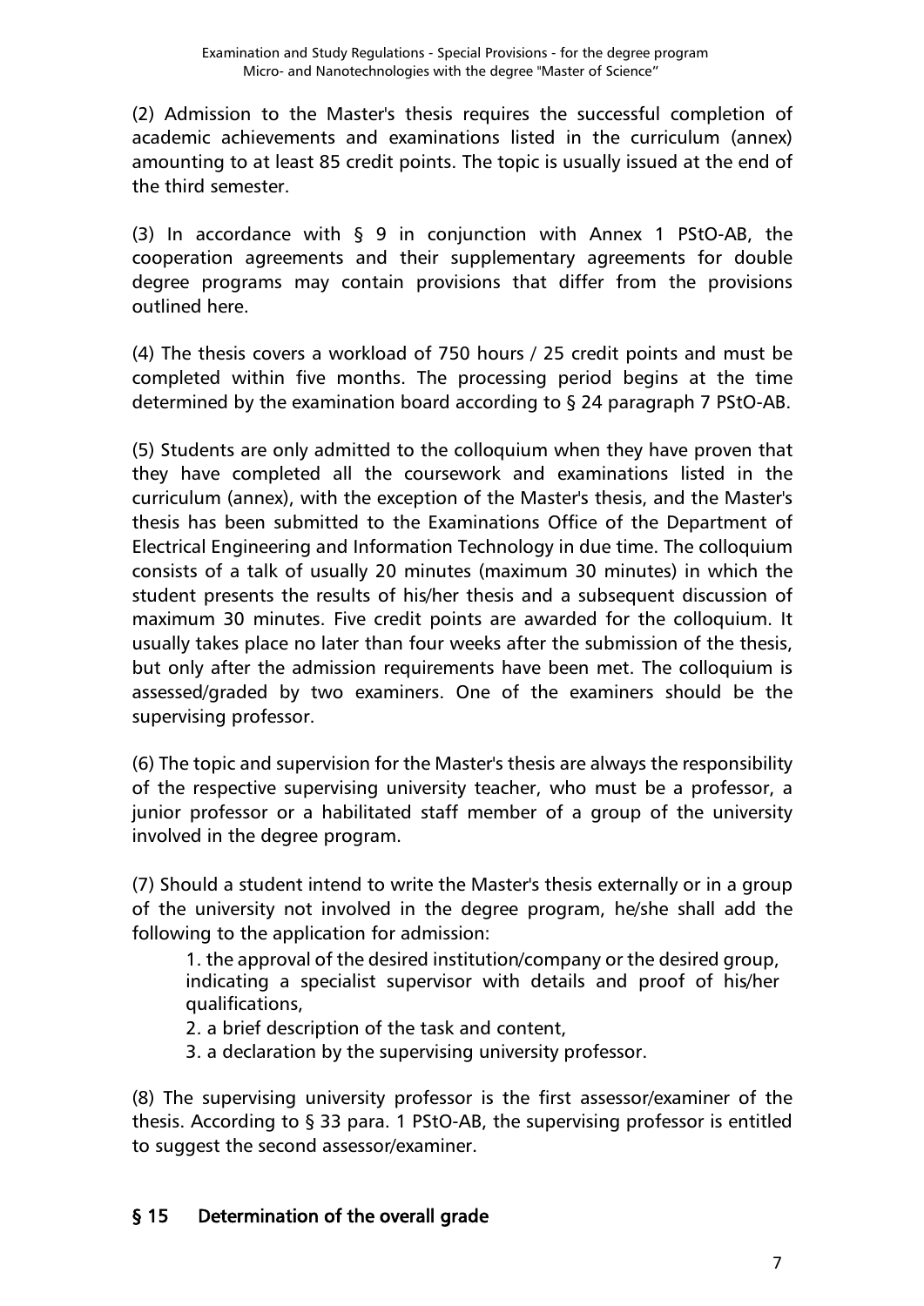(2) Admission to the Master's thesis requires the successful completion of academic achievements and examinations listed in the curriculum (annex) amounting to at least 85 credit points. The topic is usually issued at the end of the third semester.

(3) In accordance with § 9 in conjunction with Annex 1 PStO-AB, the cooperation agreements and their supplementary agreements for double degree programs may contain provisions that differ from the provisions outlined here.

(4) The thesis covers a workload of 750 hours / 25 credit points and must be completed within five months. The processing period begins at the time determined by the examination board according to § 24 paragraph 7 PStO-AB.

(5) Students are only admitted to the colloquium when they have proven that they have completed all the coursework and examinations listed in the curriculum (annex), with the exception of the Master's thesis, and the Master's thesis has been submitted to the Examinations Office of the Department of Electrical Engineering and Information Technology in due time. The colloquium consists of a talk of usually 20 minutes (maximum 30 minutes) in which the student presents the results of his/her thesis and a subsequent discussion of maximum 30 minutes. Five credit points are awarded for the colloquium. It usually takes place no later than four weeks after the submission of the thesis, but only after the admission requirements have been met. The colloquium is assessed/graded by two examiners. One of the examiners should be the supervising professor.

(6) The topic and supervision for the Master's thesis are always the responsibility of the respective supervising university teacher, who must be a professor, a junior professor or a habilitated staff member of a group of the university involved in the degree program.

(7) Should a student intend to write the Master's thesis externally or in a group of the university not involved in the degree program, he/she shall add the following to the application for admission:

1. the approval of the desired institution/company or the desired group, indicating a specialist supervisor with details and proof of his/her qualifications,
2. a brief description of the task and content,
3. a declaration by the supervising university professor.

(8) The supervising university professor is the first assessor/examiner of the thesis. According to § 33 para. 1 PStO-AB, the supervising professor is entitled to suggest the second assessor/examiner.

## § 15 Determination of the overall grade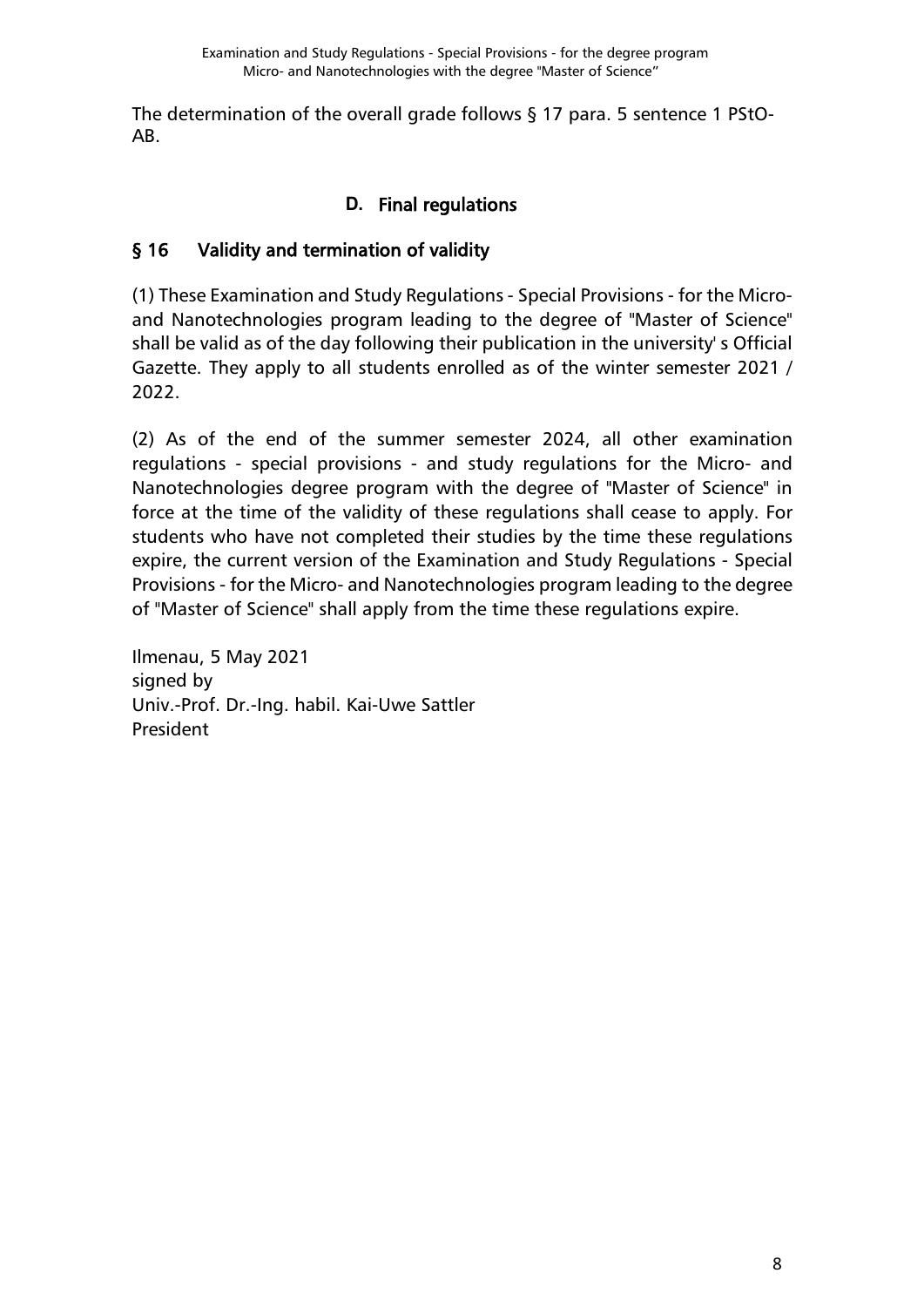The determination of the overall grade follows § 17 para. 5 sentence 1 PStO-AB.

## D. Final regulations

### § 16 Validity and termination of validity

(1) These Examination and Study Regulations - Special Provisions - for the Micro- and Nanotechnologies program leading to the degree of "Master of Science" shall be valid as of the day following their publication in the university' s Official Gazette. They apply to all students enrolled as of the winter semester 2021 / 2022.

(2) As of the end of the summer semester 2024, all other examination regulations - special provisions - and study regulations for the Micro- and Nanotechnologies degree program with the degree of "Master of Science" in force at the time of the validity of these regulations shall cease to apply. For students who have not completed their studies by the time these regulations expire, the current version of the Examination and Study Regulations - Special Provisions - for the Micro- and Nanotechnologies program leading to the degree of "Master of Science" shall apply from the time these regulations expire.

Ilmenau, 5 May 2021
signed by
Univ.-Prof. Dr.-Ing. habil. Kai-Uwe Sattler
President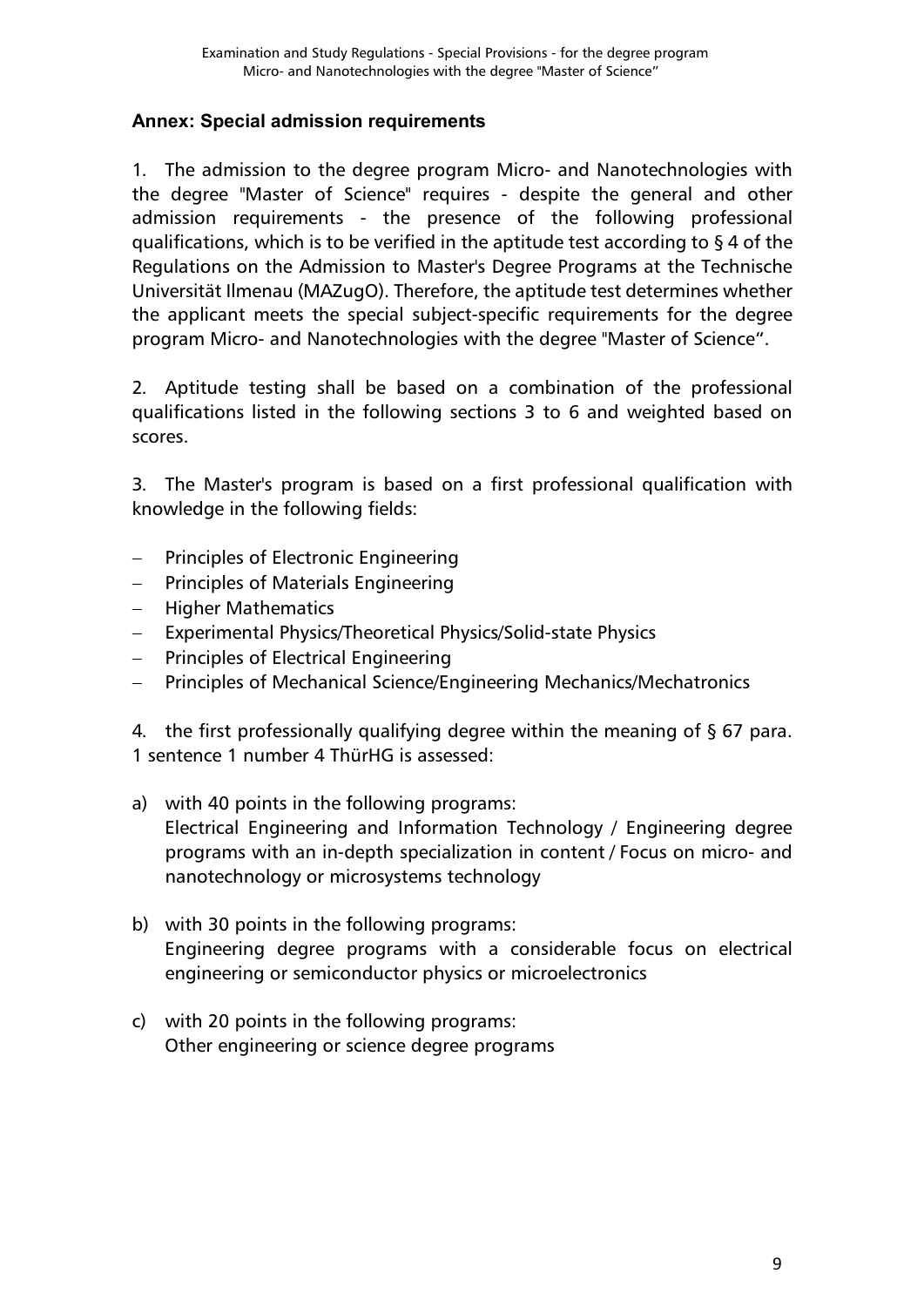### Annex: Special admission requirements

1. The admission to the degree program Micro- and Nanotechnologies with the degree "Master of Science" requires - despite the general and other admission requirements - the presence of the following professional qualifications, which is to be verified in the aptitude test according to § 4 of the Regulations on the Admission to Master's Degree Programs at the Technische Universität Ilmenau (MAZugO). Therefore, the aptitude test determines whether the applicant meets the special subject-specific requirements for the degree program Micro- and Nanotechnologies with the degree "Master of Science".

2. Aptitude testing shall be based on a combination of the professional qualifications listed in the following sections 3 to 6 and weighted based on scores.

3. The Master's program is based on a first professional qualification with knowledge in the following fields:

- Principles of Electronic Engineering
- Principles of Materials Engineering
- Higher Mathematics
- Experimental Physics/Theoretical Physics/Solid-state Physics
- Principles of Electrical Engineering
- Principles of Mechanical Science/Engineering Mechanics/Mechatronics

4. the first professionally qualifying degree within the meaning of § 67 para. 1 sentence 1 number 4 ThürHG is assessed:

a) with 40 points in the following programs:
   Electrical Engineering and Information Technology / Engineering degree programs with an in-depth specialization in content / Focus on micro- and nanotechnology or microsystems technology

b) with 30 points in the following programs:
   Engineering degree programs with a considerable focus on electrical engineering or semiconductor physics or microelectronics

c) with 20 points in the following programs:
   Other engineering or science degree programs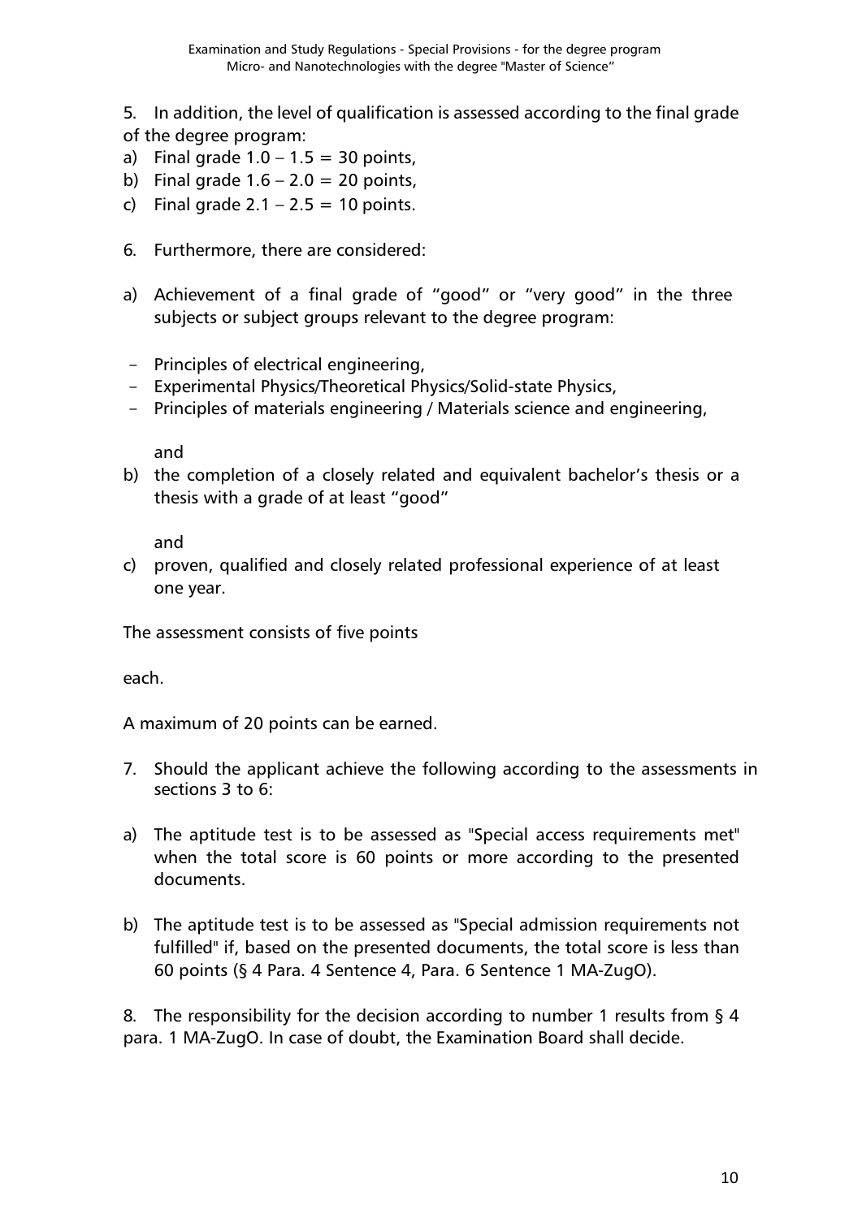5. In addition, the level of qualification is assessed according to the final grade of the degree program:

a) Final grade 1.0 – 1.5 = 30 points,
b) Final grade 1.6 – 2.0 = 20 points,
c) Final grade 2.1 – 2.5 = 10 points.

6. Furthermore, there are considered:

a) Achievement of a final grade of "good" or "very good" in the three subjects or subject groups relevant to the degree program:

- Principles of electrical engineering,
- Experimental Physics/Theoretical Physics/Solid-state Physics,
- Principles of materials engineering / Materials science and engineering,

and

b) the completion of a closely related and equivalent bachelor's thesis or a thesis with a grade of at least "good"

and

c) proven, qualified and closely related professional experience of at least one year.

The assessment consists of five points

each.

A maximum of 20 points can be earned.

7. Should the applicant achieve the following according to the assessments in sections 3 to 6:

a) The aptitude test is to be assessed as "Special access requirements met" when the total score is 60 points or more according to the presented documents.

b) The aptitude test is to be assessed as "Special admission requirements not fulfilled" if, based on the presented documents, the total score is less than 60 points (§ 4 Para. 4 Sentence 4, Para. 6 Sentence 1 MA-ZugO).

8. The responsibility for the decision according to number 1 results from § 4 para. 1 MA-ZugO. In case of doubt, the Examination Board shall decide.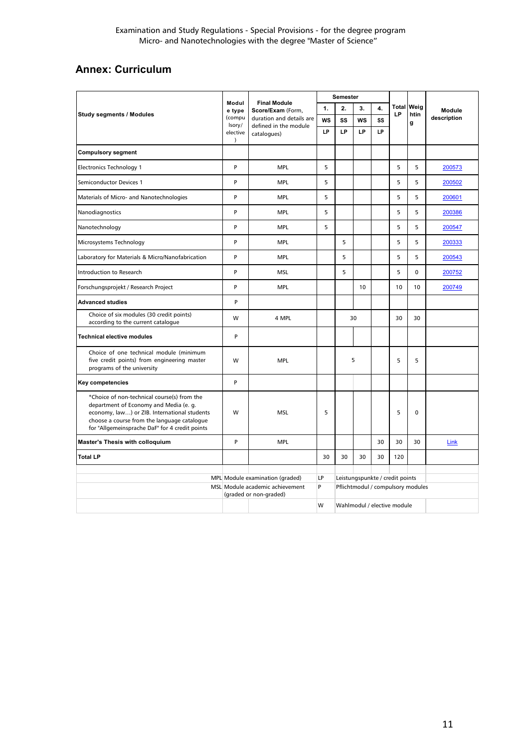Examination and Study Regulations - Special Provisions - for the degree program Micro- and Nanotechnologies with the degree "Master of Science"

## Annex: Curriculum

| Study segments / Modules | Module type (compulsory/ elective) | Final Module Score/Exam (Form, duration and details are defined in the module catalogues) | Semester 1. WS LP | 2. SS LP | 3. WS LP | 4. SS LP | Total LP | Weighting | Module description |
|---|---|---|---|---|---|---|---|---|---|
| **Compulsory segment** | | | | | | | | | |
| Electronics Technology 1 | P | MPL | 5 | | | | 5 | 5 | 200573 |
| Semiconductor Devices 1 | P | MPL | 5 | | | | 5 | 5 | 200502 |
| Materials of Micro- and Nanotechnologies | P | MPL | 5 | | | | 5 | 5 | 200601 |
| Nanodiagnostics | P | MPL | 5 | | | | 5 | 5 | 200386 |
| Nanotechnology | P | MPL | 5 | | | | 5 | 5 | 200547 |
| Microsystems Technology | P | MPL | | 5 | | | 5 | 5 | 200333 |
| Laboratory for Materials & Micro/Nanofabrication | P | MPL | | 5 | | | 5 | 5 | 200543 |
| Introduction to Research | P | MSL | | 5 | | | 5 | 0 | 200752 |
| Forschungsprojekt / Research Project | P | MPL | | | 10 | | 10 | 10 | 200749 |
| **Advanced studies** | P | | | | | | | | |
| Choice of six modules (30 credit points) according to the current catalogue | W | 4 MPL | | 30 | | | 30 | 30 | |
| **Technical elective modules** | P | | | | | | | | |
| Choice of one technical module (minimum five credit points) from engineering master programs of the university | W | MPL | | 5 | | | 5 | 5 | |
| **Key competencies** | P | | | | | | | | |
| *Choice of non-technical course(s) from the department of Economy and Media (e. g. economy, law…) or ZIB. International students choose a course from the language catalogue for "Allgemeinsprache DaF" for 4 credit points | W | MSL | 5 | | | | 5 | 0 | |
| **Master's Thesis with colloquium** | P | MPL | | | | 30 | 30 | 30 | Link |
| **Total LP** | | | 30 | 30 | 30 | 30 | 120 | | |

MPL Module examination (graded)
MSL Module academic achievement (graded or non-graded)
LP Leistungspunkte / credit points
P Pflichtmodul / compulsory modules
W Wahlmodul / elective module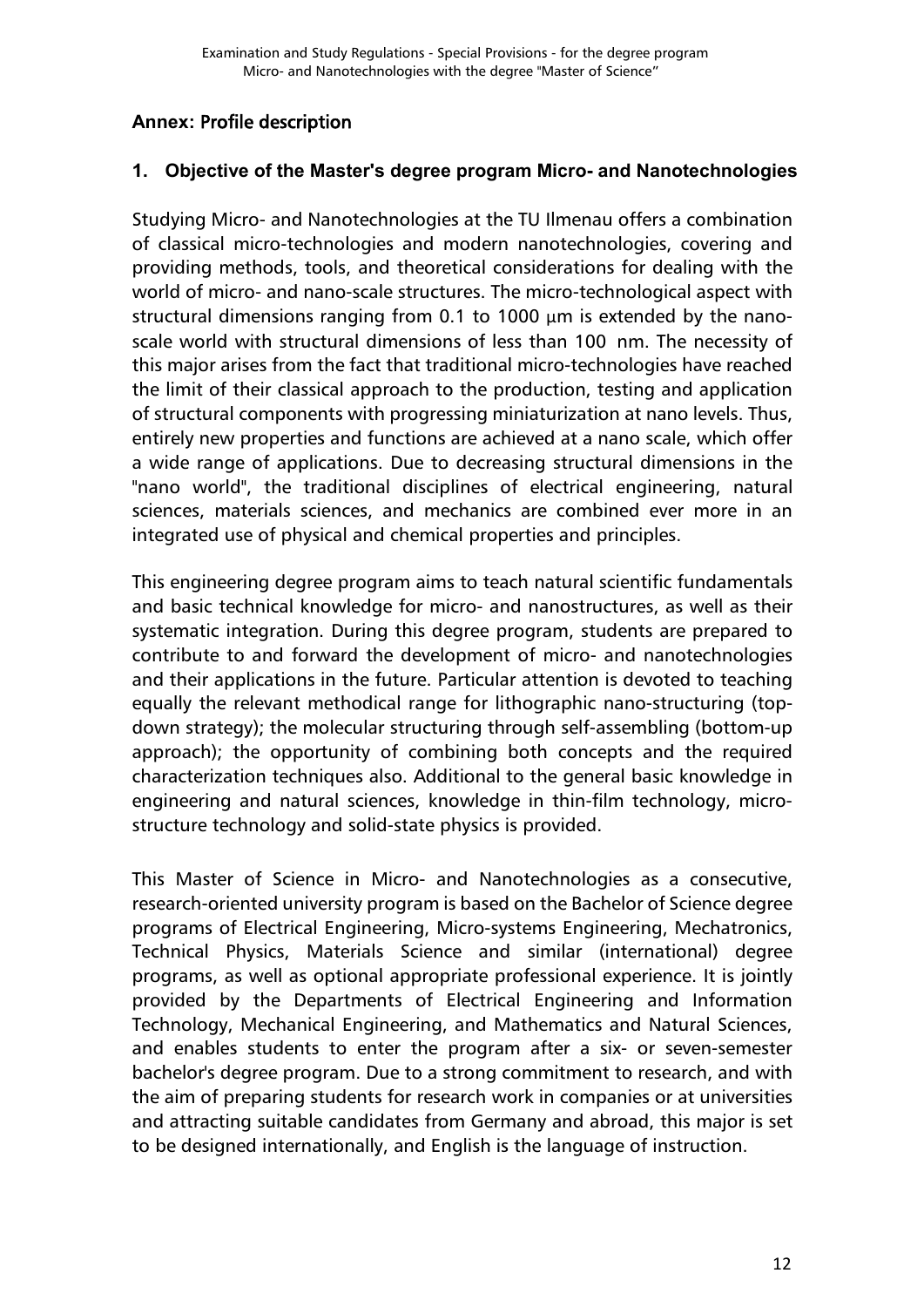## Annex: Profile description

### 1. Objective of the Master's degree program Micro- and Nanotechnologies

Studying Micro- and Nanotechnologies at the TU Ilmenau offers a combination of classical micro-technologies and modern nanotechnologies, covering and providing methods, tools, and theoretical considerations for dealing with the world of micro- and nano-scale structures. The micro-technological aspect with structural dimensions ranging from 0.1 to 1000 µm is extended by the nano-scale world with structural dimensions of less than 100 nm. The necessity of this major arises from the fact that traditional micro-technologies have reached the limit of their classical approach to the production, testing and application of structural components with progressing miniaturization at nano levels. Thus, entirely new properties and functions are achieved at a nano scale, which offer a wide range of applications. Due to decreasing structural dimensions in the "nano world", the traditional disciplines of electrical engineering, natural sciences, materials sciences, and mechanics are combined ever more in an integrated use of physical and chemical properties and principles.

This engineering degree program aims to teach natural scientific fundamentals and basic technical knowledge for micro- and nanostructures, as well as their systematic integration. During this degree program, students are prepared to contribute to and forward the development of micro- and nanotechnologies and their applications in the future. Particular attention is devoted to teaching equally the relevant methodical range for lithographic nano-structuring (top-down strategy); the molecular structuring through self-assembling (bottom-up approach); the opportunity of combining both concepts and the required characterization techniques also. Additional to the general basic knowledge in engineering and natural sciences, knowledge in thin-film technology, micro-structure technology and solid-state physics is provided.

This Master of Science in Micro- and Nanotechnologies as a consecutive, research-oriented university program is based on the Bachelor of Science degree programs of Electrical Engineering, Micro-systems Engineering, Mechatronics, Technical Physics, Materials Science and similar (international) degree programs, as well as optional appropriate professional experience. It is jointly provided by the Departments of Electrical Engineering and Information Technology, Mechanical Engineering, and Mathematics and Natural Sciences, and enables students to enter the program after a six- or seven-semester bachelor's degree program. Due to a strong commitment to research, and with the aim of preparing students for research work in companies or at universities and attracting suitable candidates from Germany and abroad, this major is set to be designed internationally, and English is the language of instruction.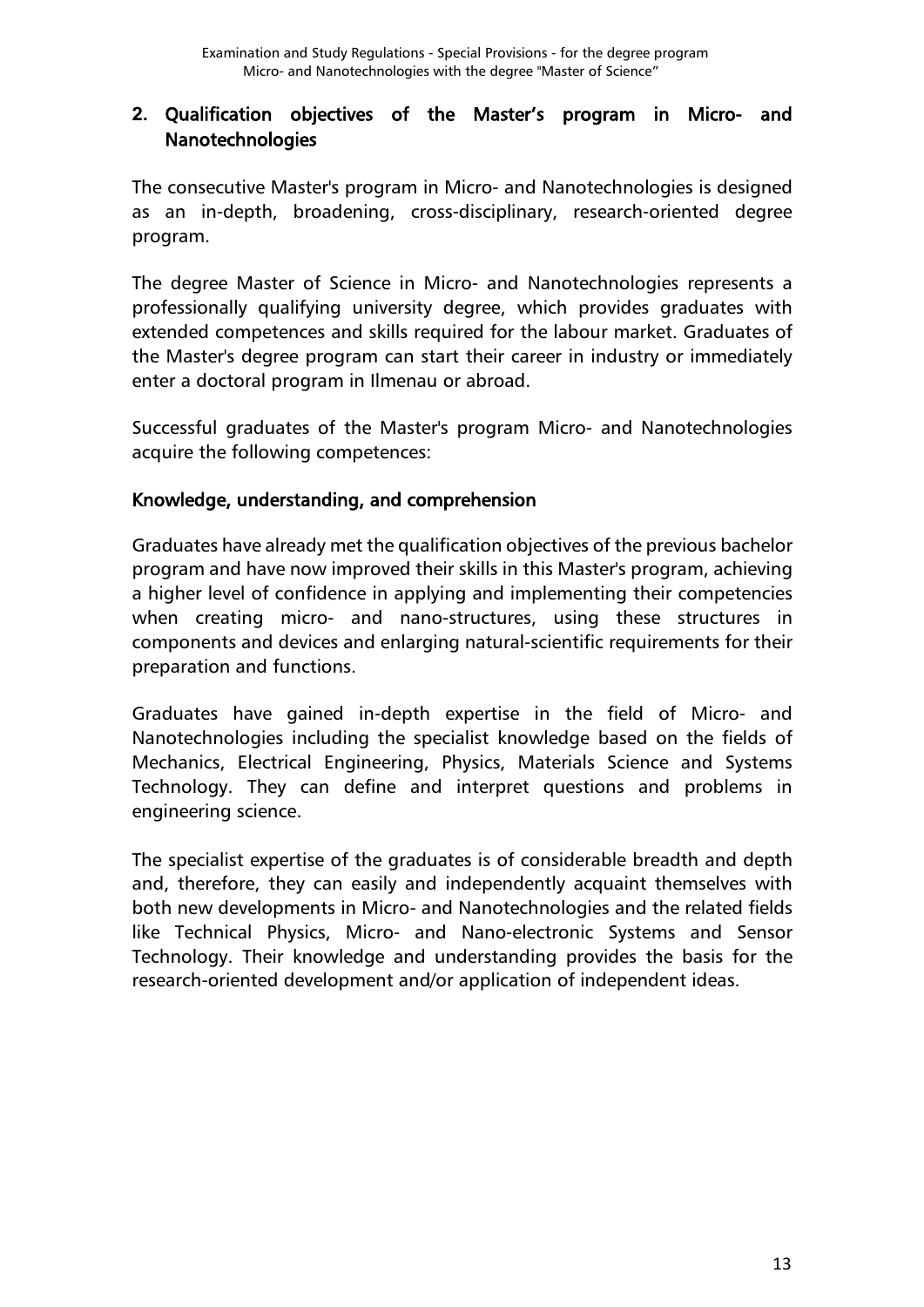## 2. Qualification objectives of the Master's program in Micro- and Nanotechnologies

The consecutive Master's program in Micro- and Nanotechnologies is designed as an in-depth, broadening, cross-disciplinary, research-oriented degree program.

The degree Master of Science in Micro- and Nanotechnologies represents a professionally qualifying university degree, which provides graduates with extended competences and skills required for the labour market. Graduates of the Master's degree program can start their career in industry or immediately enter a doctoral program in Ilmenau or abroad.

Successful graduates of the Master's program Micro- and Nanotechnologies acquire the following competences:

### Knowledge, understanding, and comprehension

Graduates have already met the qualification objectives of the previous bachelor program and have now improved their skills in this Master's program, achieving a higher level of confidence in applying and implementing their competencies when creating micro- and nano-structures, using these structures in components and devices and enlarging natural-scientific requirements for their preparation and functions.

Graduates have gained in-depth expertise in the field of Micro- and Nanotechnologies including the specialist knowledge based on the fields of Mechanics, Electrical Engineering, Physics, Materials Science and Systems Technology. They can define and interpret questions and problems in engineering science.

The specialist expertise of the graduates is of considerable breadth and depth and, therefore, they can easily and independently acquaint themselves with both new developments in Micro- and Nanotechnologies and the related fields like Technical Physics, Micro- and Nano-electronic Systems and Sensor Technology. Their knowledge and understanding provides the basis for the research-oriented development and/or application of independent ideas.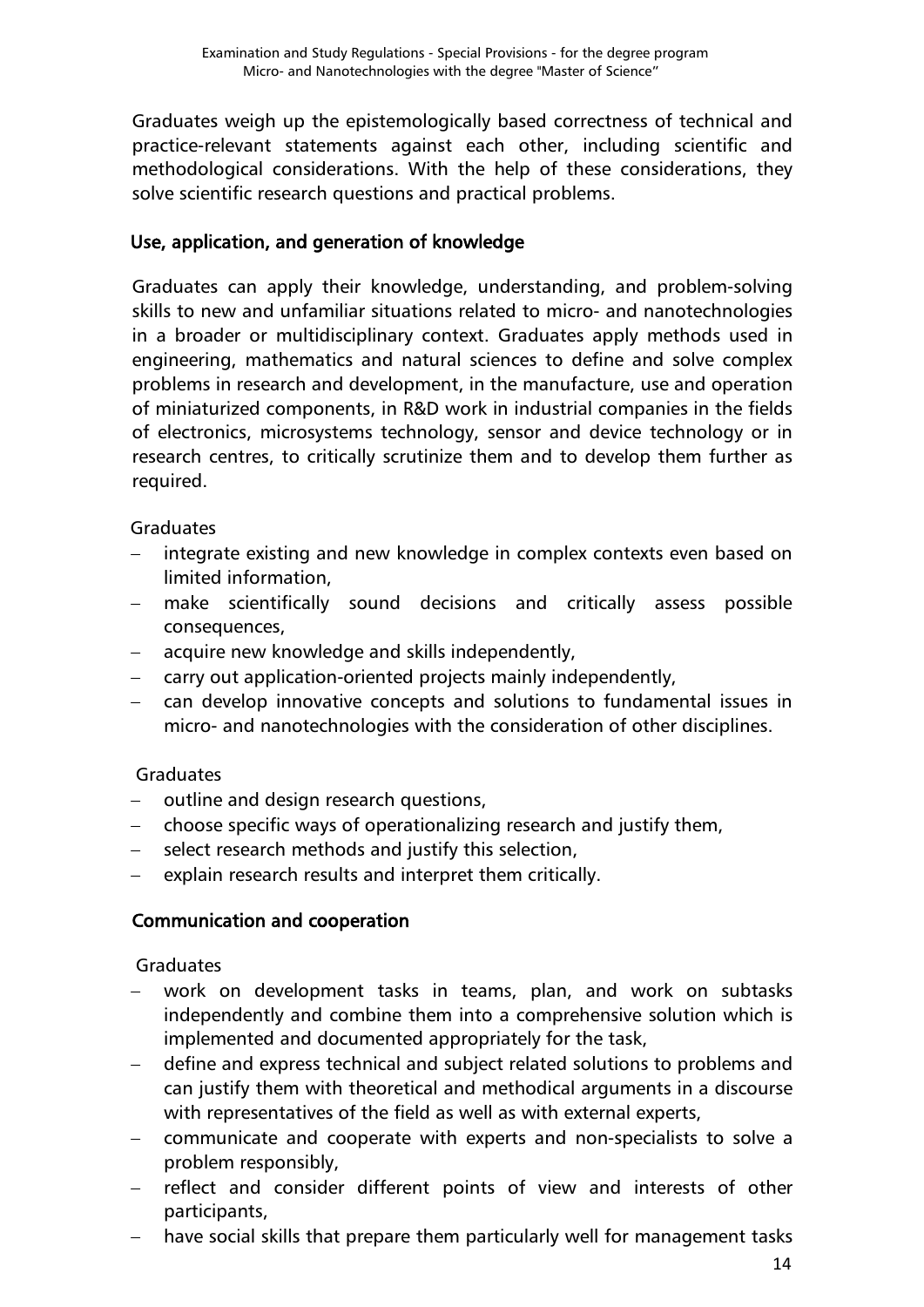Graduates weigh up the epistemologically based correctness of technical and practice-relevant statements against each other, including scientific and methodological considerations. With the help of these considerations, they solve scientific research questions and practical problems.

### Use, application, and generation of knowledge

Graduates can apply their knowledge, understanding, and problem-solving skills to new and unfamiliar situations related to micro- and nanotechnologies in a broader or multidisciplinary context. Graduates apply methods used in engineering, mathematics and natural sciences to define and solve complex problems in research and development, in the manufacture, use and operation of miniaturized components, in R&D work in industrial companies in the fields of electronics, microsystems technology, sensor and device technology or in research centres, to critically scrutinize them and to develop them further as required.

Graduates

- integrate existing and new knowledge in complex contexts even based on limited information,
- make scientifically sound decisions and critically assess possible consequences,
- acquire new knowledge and skills independently,
- carry out application-oriented projects mainly independently,
- can develop innovative concepts and solutions to fundamental issues in micro- and nanotechnologies with the consideration of other disciplines.

Graduates

- outline and design research questions,
- choose specific ways of operationalizing research and justify them,
- select research methods and justify this selection,
- explain research results and interpret them critically.

### Communication and cooperation

Graduates

- work on development tasks in teams, plan, and work on subtasks independently and combine them into a comprehensive solution which is implemented and documented appropriately for the task,
- define and express technical and subject related solutions to problems and can justify them with theoretical and methodical arguments in a discourse with representatives of the field as well as with external experts,
- communicate and cooperate with experts and non-specialists to solve a problem responsibly,
- reflect and consider different points of view and interests of other participants,
- have social skills that prepare them particularly well for management tasks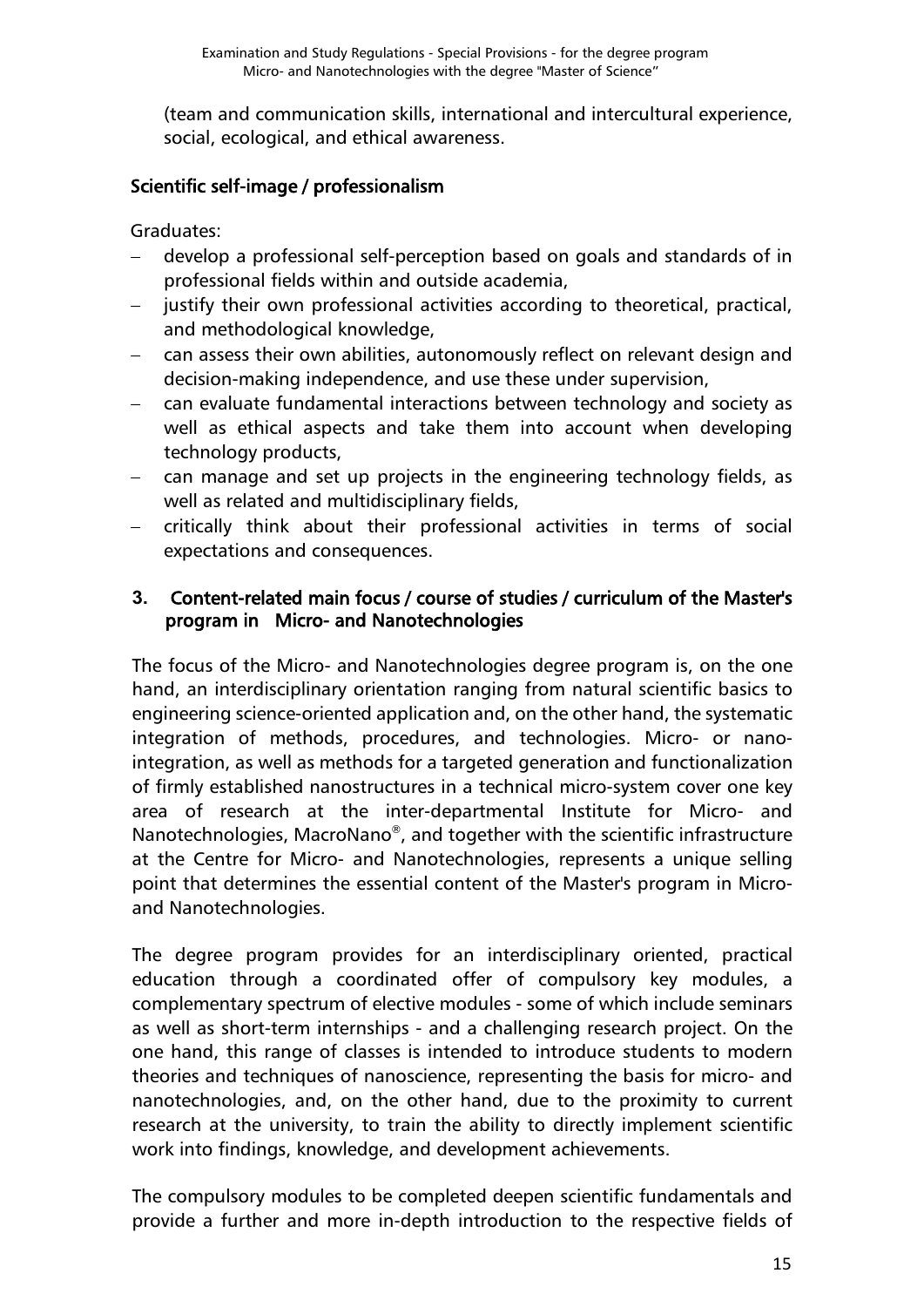(team and communication skills, international and intercultural experience, social, ecological, and ethical awareness.

### Scientific self-image / professionalism

Graduates:

- develop a professional self-perception based on goals and standards of in professional fields within and outside academia,
- justify their own professional activities according to theoretical, practical, and methodological knowledge,
- can assess their own abilities, autonomously reflect on relevant design and decision-making independence, and use these under supervision,
- can evaluate fundamental interactions between technology and society as well as ethical aspects and take them into account when developing technology products,
- can manage and set up projects in the engineering technology fields, as well as related and multidisciplinary fields,
- critically think about their professional activities in terms of social expectations and consequences.

## 3. Content-related main focus / course of studies / curriculum of the Master's program in Micro- and Nanotechnologies

The focus of the Micro- and Nanotechnologies degree program is, on the one hand, an interdisciplinary orientation ranging from natural scientific basics to engineering science-oriented application and, on the other hand, the systematic integration of methods, procedures, and technologies. Micro- or nano-integration, as well as methods for a targeted generation and functionalization of firmly established nanostructures in a technical micro-system cover one key area of research at the inter-departmental Institute for Micro- and Nanotechnologies, MacroNano®, and together with the scientific infrastructure at the Centre for Micro- and Nanotechnologies, represents a unique selling point that determines the essential content of the Master's program in Micro- and Nanotechnologies.

The degree program provides for an interdisciplinary oriented, practical education through a coordinated offer of compulsory key modules, a complementary spectrum of elective modules - some of which include seminars as well as short-term internships - and a challenging research project. On the one hand, this range of classes is intended to introduce students to modern theories and techniques of nanoscience, representing the basis for micro- and nanotechnologies, and, on the other hand, due to the proximity to current research at the university, to train the ability to directly implement scientific work into findings, knowledge, and development achievements.

The compulsory modules to be completed deepen scientific fundamentals and provide a further and more in-depth introduction to the respective fields of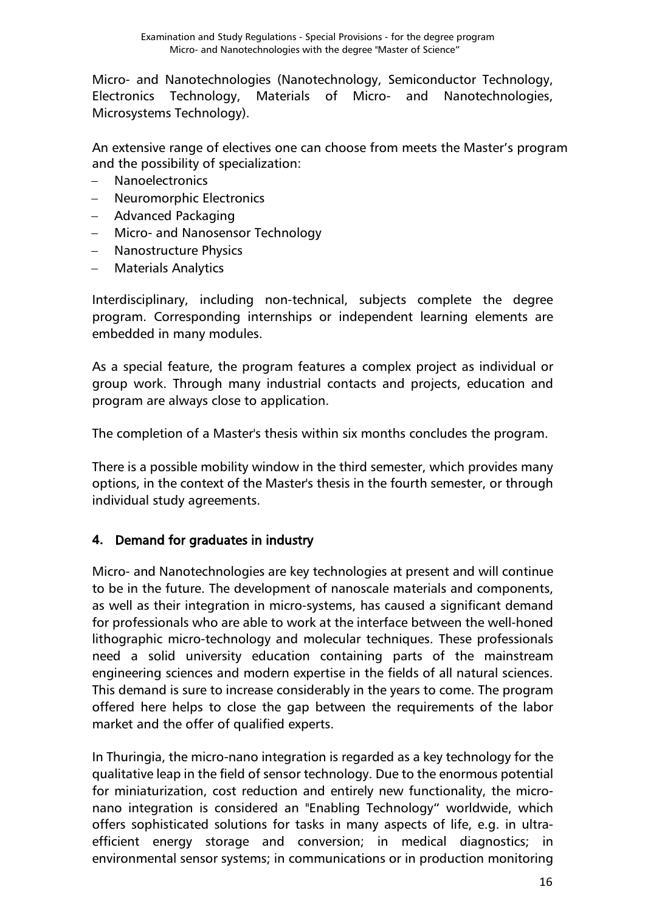Micro- and Nanotechnologies (Nanotechnology, Semiconductor Technology, Electronics Technology, Materials of Micro- and Nanotechnologies, Microsystems Technology).

An extensive range of electives one can choose from meets the Master's program and the possibility of specialization:

- Nanoelectronics
- Neuromorphic Electronics
- Advanced Packaging
- Micro- and Nanosensor Technology
- Nanostructure Physics
- Materials Analytics

Interdisciplinary, including non-technical, subjects complete the degree program. Corresponding internships or independent learning elements are embedded in many modules.

As a special feature, the program features a complex project as individual or group work. Through many industrial contacts and projects, education and program are always close to application.

The completion of a Master's thesis within six months concludes the program.

There is a possible mobility window in the third semester, which provides many options, in the context of the Master's thesis in the fourth semester, or through individual study agreements.

## 4. Demand for graduates in industry

Micro- and Nanotechnologies are key technologies at present and will continue to be in the future. The development of nanoscale materials and components, as well as their integration in micro-systems, has caused a significant demand for professionals who are able to work at the interface between the well-honed lithographic micro-technology and molecular techniques. These professionals need a solid university education containing parts of the mainstream engineering sciences and modern expertise in the fields of all natural sciences. This demand is sure to increase considerably in the years to come. The program offered here helps to close the gap between the requirements of the labor market and the offer of qualified experts.

In Thuringia, the micro-nano integration is regarded as a key technology for the qualitative leap in the field of sensor technology. Due to the enormous potential for miniaturization, cost reduction and entirely new functionality, the micro-nano integration is considered an "Enabling Technology" worldwide, which offers sophisticated solutions for tasks in many aspects of life, e.g. in ultra-efficient energy storage and conversion; in medical diagnostics; in environmental sensor systems; in communications or in production monitoring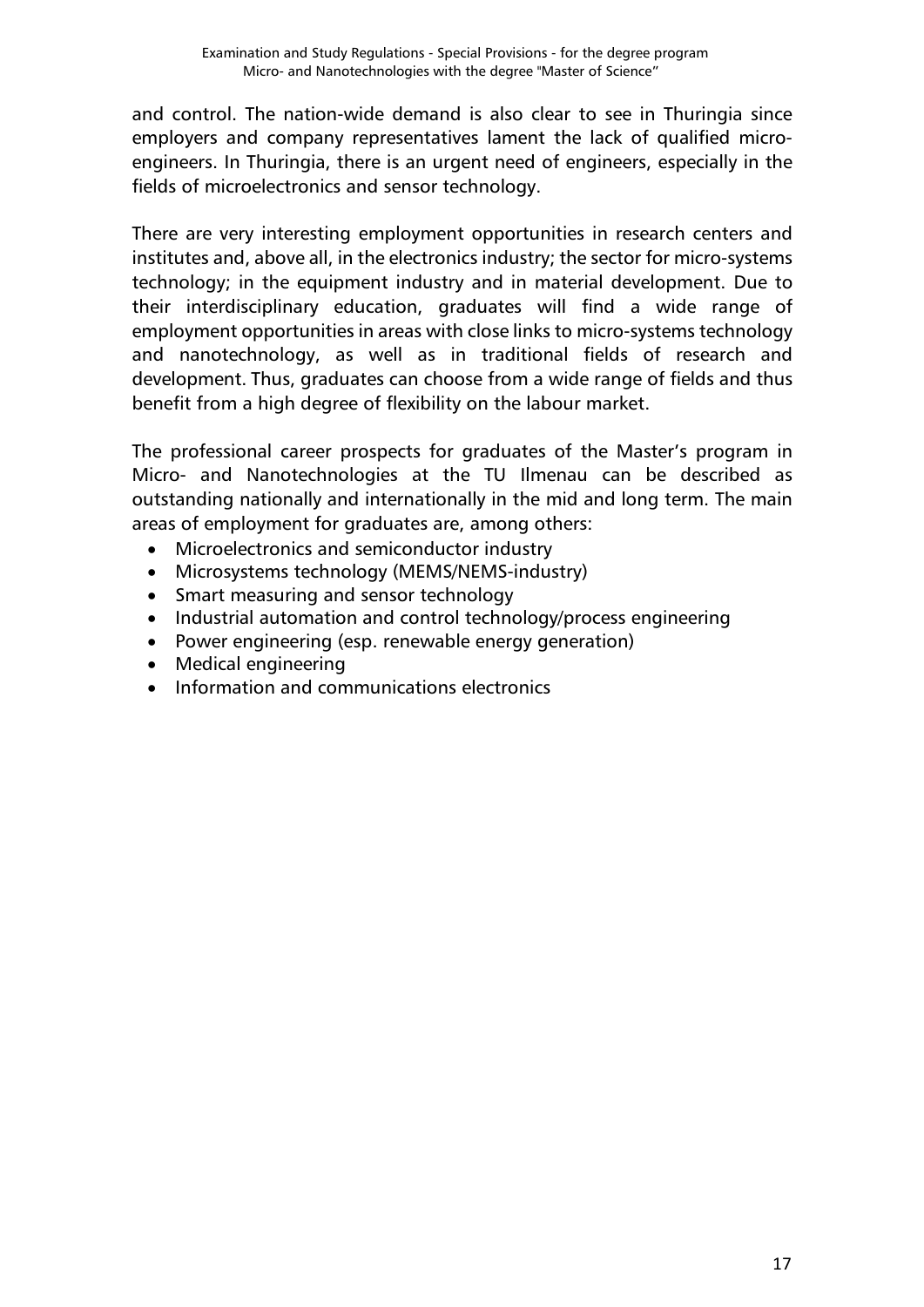and control. The nation-wide demand is also clear to see in Thuringia since employers and company representatives lament the lack of qualified micro-engineers. In Thuringia, there is an urgent need of engineers, especially in the fields of microelectronics and sensor technology.

There are very interesting employment opportunities in research centers and institutes and, above all, in the electronics industry; the sector for micro-systems technology; in the equipment industry and in material development. Due to their interdisciplinary education, graduates will find a wide range of employment opportunities in areas with close links to micro-systems technology and nanotechnology, as well as in traditional fields of research and development. Thus, graduates can choose from a wide range of fields and thus benefit from a high degree of flexibility on the labour market.

The professional career prospects for graduates of the Master's program in Micro- and Nanotechnologies at the TU Ilmenau can be described as outstanding nationally and internationally in the mid and long term. The main areas of employment for graduates are, among others:

- Microelectronics and semiconductor industry
- Microsystems technology (MEMS/NEMS-industry)
- Smart measuring and sensor technology
- Industrial automation and control technology/process engineering
- Power engineering (esp. renewable energy generation)
- Medical engineering
- Information and communications electronics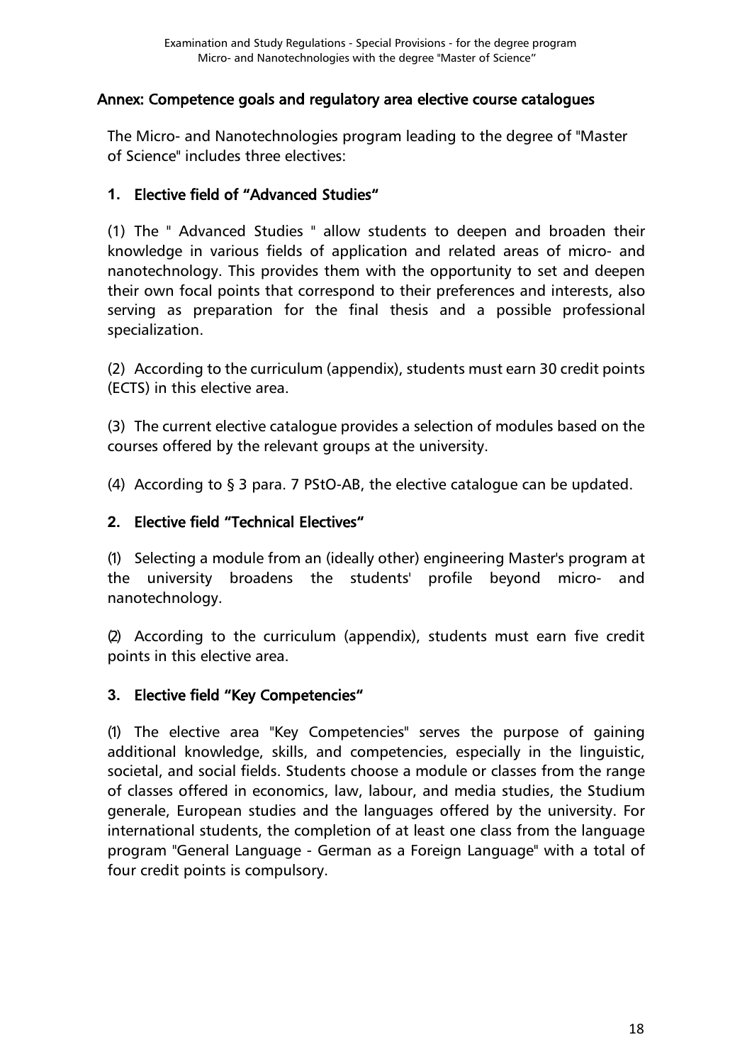## Annex: Competence goals and regulatory area elective course catalogues

The Micro- and Nanotechnologies program leading to the degree of "Master of Science" includes three electives:

### 1. Elective field of "Advanced Studies"

(1) The " Advanced Studies " allow students to deepen and broaden their knowledge in various fields of application and related areas of micro- and nanotechnology. This provides them with the opportunity to set and deepen their own focal points that correspond to their preferences and interests, also serving as preparation for the final thesis and a possible professional specialization.

(2) According to the curriculum (appendix), students must earn 30 credit points (ECTS) in this elective area.

(3) The current elective catalogue provides a selection of modules based on the courses offered by the relevant groups at the university.

(4) According to § 3 para. 7 PStO-AB, the elective catalogue can be updated.

### 2. Elective field "Technical Electives"

(1) Selecting a module from an (ideally other) engineering Master's program at the university broadens the students' profile beyond micro- and nanotechnology.

(2) According to the curriculum (appendix), students must earn five credit points in this elective area.

### 3. Elective field "Key Competencies"

(1) The elective area "Key Competencies" serves the purpose of gaining additional knowledge, skills, and competencies, especially in the linguistic, societal, and social fields. Students choose a module or classes from the range of classes offered in economics, law, labour, and media studies, the Studium generale, European studies and the languages offered by the university. For international students, the completion of at least one class from the language program "General Language - German as a Foreign Language" with a total of four credit points is compulsory.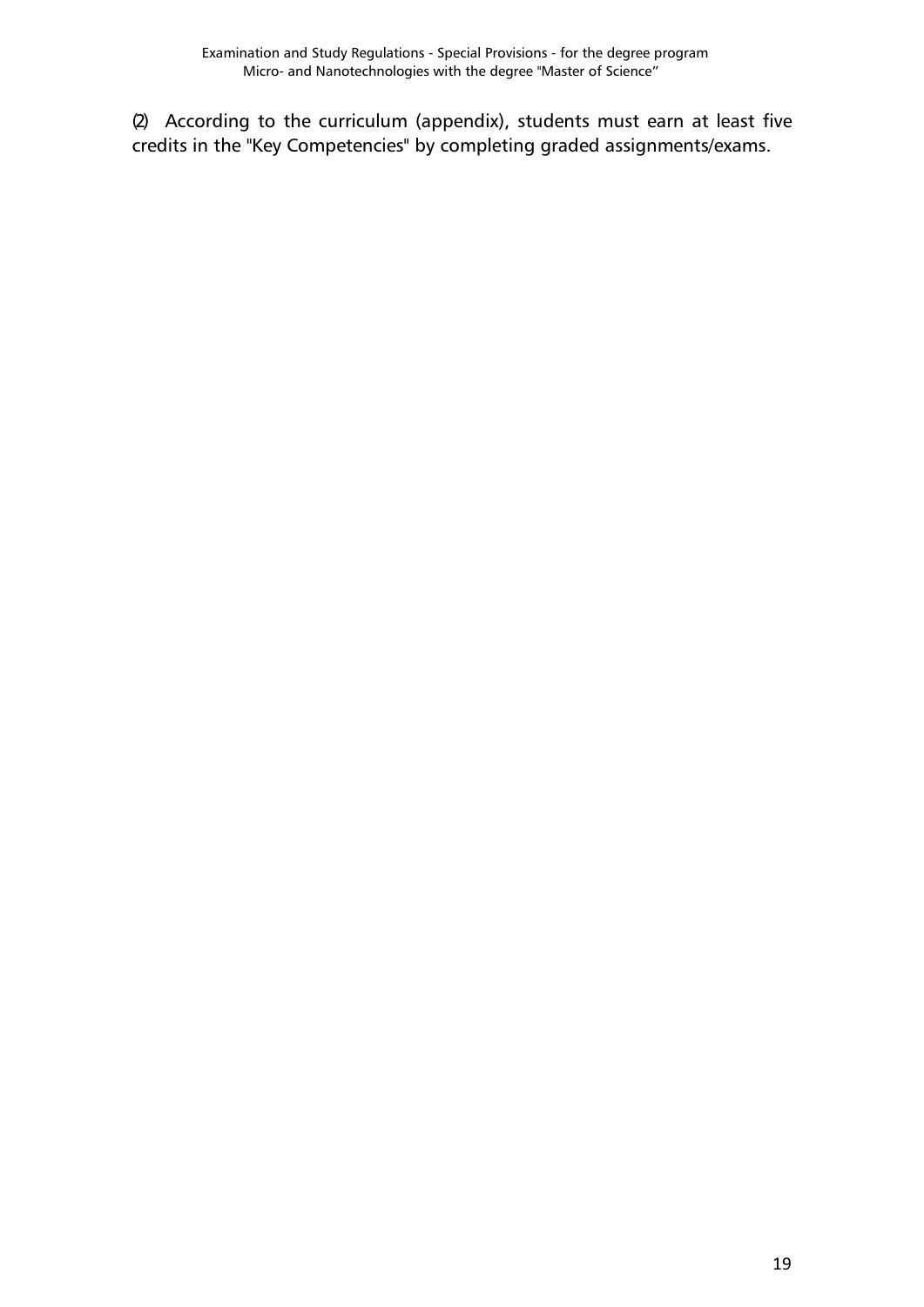(2) According to the curriculum (appendix), students must earn at least five credits in the "Key Competencies" by completing graded assignments/exams.